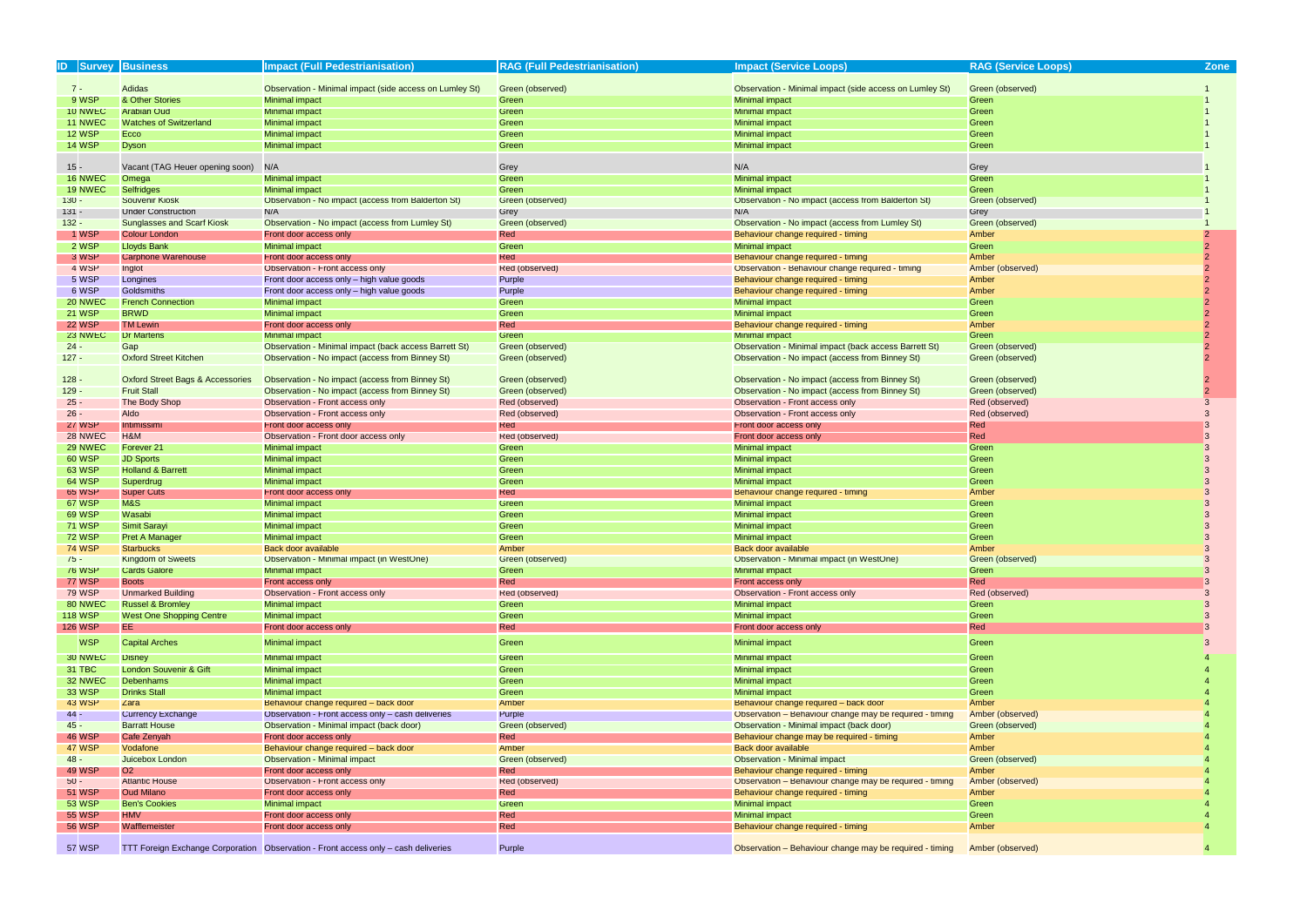| ID | Survey | Business | Impact (Full Pedestrianisation) | RAG (Full Pedestrianisation) | Impact (Service Loops) | RAG (Service Loops) | Zone |
|---|---|---|---|---|---|---|---|
| 7 | - | Adidas | Observation - Minimal impact (side access on Lumley St) | Green (observed) | Observation - Minimal impact (side access on Lumley St) | Green (observed) | 1 |
| 9 | WSP | & Other Stories | Minimal impact | Green | Minimal impact | Green | 1 |
| 10 | NWEC | Arabian Oud | Minimal impact | Green | Minimal impact | Green | 1 |
| 11 | NWEC | Watches of Switzerland | Minimal impact | Green | Minimal impact | Green | 1 |
| 12 | WSP | Ecco | Minimal impact | Green | Minimal impact | Green | 1 |
| 14 | WSP | Dyson | Minimal impact | Green | Minimal impact | Green | 1 |
| 15 | - | Vacant (TAG Heuer opening soon) | N/A | Grey | N/A | Grey | 1 |
| 16 | NWEC | Omega | Minimal impact | Green | Minimal impact | Green | 1 |
| 19 | NWEC | Selfridges | Minimal impact | Green | Minimal impact | Green | 1 |
| 130 | - | Souvenir Kiosk | Observation - No impact (access from Balderton St) | Green (observed) | Observation - No impact (access from Balderton St) | Green (observed) | 1 |
| 131 | - | Under Construction | N/A | Grey | N/A | Grey | 1 |
| 132 | - | Sunglasses and Scarf Kiosk | Observation - No impact (access from Lumley St) | Green (observed) | Observation - No impact (access from Lumley St) | Green (observed) | 1 |
| 1 | WSP | Colour London | Front door access only | Red | Behaviour change required - timing | Amber | 2 |
| 2 | WSP | Lloyds Bank | Minimal impact | Green | Minimal impact | Green | 2 |
| 3 | WSP | Carphone Warehouse | Front door access only | Red | Behaviour change required - timing | Amber | 2 |
| 4 | WSP | Inglot | Observation - Front access only | Red (observed) | Observation - Behaviour change required - timing | Amber (observed) | 2 |
| 5 | WSP | Longines | Front door access only – high value goods | Purple | Behaviour change required - timing | Amber | 2 |
| 6 | WSP | Goldsmiths | Front door access only – high value goods | Purple | Behaviour change required - timing | Amber | 2 |
| 20 | NWEC | French Connection | Minimal impact | Green | Minimal impact | Green | 2 |
| 21 | WSP | BRWD | Minimal impact | Green | Minimal impact | Green | 2 |
| 22 | WSP | TM Lewin | Front door access only | Red | Behaviour change required - timing | Amber | 2 |
| 23 | NWEC | Dr Martens | Minimal impact | Green | Minimal impact | Green | 2 |
| 24 | - | Gap | Observation - Minimal impact (back access Barrett St) | Green (observed) | Observation - Minimal impact (back access Barrett St) | Green (observed) | 2 |
| 127 | - | Oxford Street Kitchen | Observation - No impact (access from Binney St) | Green (observed) | Observation - No impact (access from Binney St) | Green (observed) | 2 |
| 128 | - | Oxford Street Bags & Accessories | Observation - No impact (access from Binney St) | Green (observed) | Observation - No impact (access from Binney St) | Green (observed) | 2 |
| 129 | - | Fruit Stall | Observation - No impact (access from Binney St) | Green (observed) | Observation - No impact (access from Binney St) | Green (observed) | 2 |
| 25 | - | The Body Shop | Observation - Front access only | Red (observed) | Observation - Front access only | Red (observed) | 3 |
| 26 | - | Aldo | Observation - Front access only | Red (observed) | Observation - Front access only | Red (observed) | 3 |
| 27 | WSP | Intimissimi | Front door access only | Red | Front door access only | Red | 3 |
| 28 | NWEC | H&M | Observation - Front door access only | Red (observed) | Front door access only | Red | 3 |
| 29 | NWEC | Forever 21 | Minimal impact | Green | Minimal impact | Green | 3 |
| 60 | WSP | JD Sports | Minimal impact | Green | Minimal impact | Green | 3 |
| 63 | WSP | Holland & Barrett | Minimal impact | Green | Minimal impact | Green | 3 |
| 64 | WSP | Superdrug | Minimal impact | Green | Minimal impact | Green | 3 |
| 65 | WSP | Super Cuts | Front door access only | Red | Behaviour change required - timing | Amber | 3 |
| 67 | WSP | M&S | Minimal impact | Green | Minimal impact | Green | 3 |
| 69 | WSP | Wasabi | Minimal impact | Green | Minimal impact | Green | 3 |
| 71 | WSP | Simit Sarayi | Minimal impact | Green | Minimal impact | Green | 3 |
| 72 | WSP | Pret A Manager | Minimal impact | Green | Minimal impact | Green | 3 |
| 74 | WSP | Starbucks | Back door available | Amber | Back door available | Amber | 3 |
| 75 | - | Kingdom of Sweets | Observation - Minimal impact (in WestOne) | Green (observed) | Observation - Minimal impact (in WestOne) | Green (observed) | 3 |
| 76 | WSP | Cards Galore | Minimal impact | Green | Minimal impact | Green | 3 |
| 77 | WSP | Boots | Front access only | Red | Front access only | Red | 3 |
| 79 | WSP | Unmarked Building | Observation - Front access only | Red (observed) | Observation - Front access only | Red (observed) | 3 |
| 80 | NWEC | Russel & Bromley | Minimal impact | Green | Minimal impact | Green | 3 |
| 118 | WSP | West One Shopping Centre | Minimal impact | Green | Minimal impact | Green | 3 |
| 126 | WSP | EE | Front door access only | Red | Front door access only | Red | 3 |
| | WSP | Capital Arches | Minimal impact | Green | Minimal impact | Green | 3 |
| 30 | NWEC | Disney | Minimal impact | Green | Minimal impact | Green | 4 |
| 31 | TBC | London Souvenir & Gift | Minimal impact | Green | Minimal impact | Green | 4 |
| 32 | NWEC | Debenhams | Minimal impact | Green | Minimal impact | Green | 4 |
| 33 | WSP | Drinks Stall | Minimal impact | Green | Minimal impact | Green | 4 |
| 43 | WSP | Zara | Behaviour change required – back door | Amber | Behaviour change required – back door | Amber | 4 |
| 44 | - | Currency Exchange | Observation - Front access only – cash deliveries | Purple | Observation – Behaviour change may be required - timing | Amber (observed) | 4 |
| 45 | - | Barratt House | Observation - Minimal impact (back door) | Green (observed) | Observation - Minimal impact (back door) | Green (observed) | 4 |
| 46 | WSP | Cafe Zenyah | Front door access only | Red | Behaviour change may be required - timing | Amber | 4 |
| 47 | WSP | Vodafone | Behaviour change required – back door | Amber | Back door available | Amber | 4 |
| 48 | - | Juicebox London | Observation - Minimal impact | Green (observed) | Observation - Minimal impact | Green (observed) | 4 |
| 49 | WSP | O2 | Front door access only | Red | Behaviour change required - timing | Amber | 4 |
| 50 | - | Atlantic House | Observation - Front access only | Red (observed) | Observation – Behaviour change may be required - timing | Amber (observed) | 4 |
| 51 | WSP | Oud Milano | Front door access only | Red | Behaviour change required - timing | Amber | 4 |
| 53 | WSP | Ben's Cookies | Minimal impact | Green | Minimal impact | Green | 4 |
| 55 | WSP | HMV | Front door access only | Red | Minimal impact | Green | 4 |
| 56 | WSP | Wafflemeister | Front door access only | Red | Behaviour change required - timing | Amber | 4 |
| 57 | WSP | TTT Foreign Exchange Corporation | Observation - Front access only – cash deliveries | Purple | Observation – Behaviour change may be required - timing | Amber (observed) | 4 |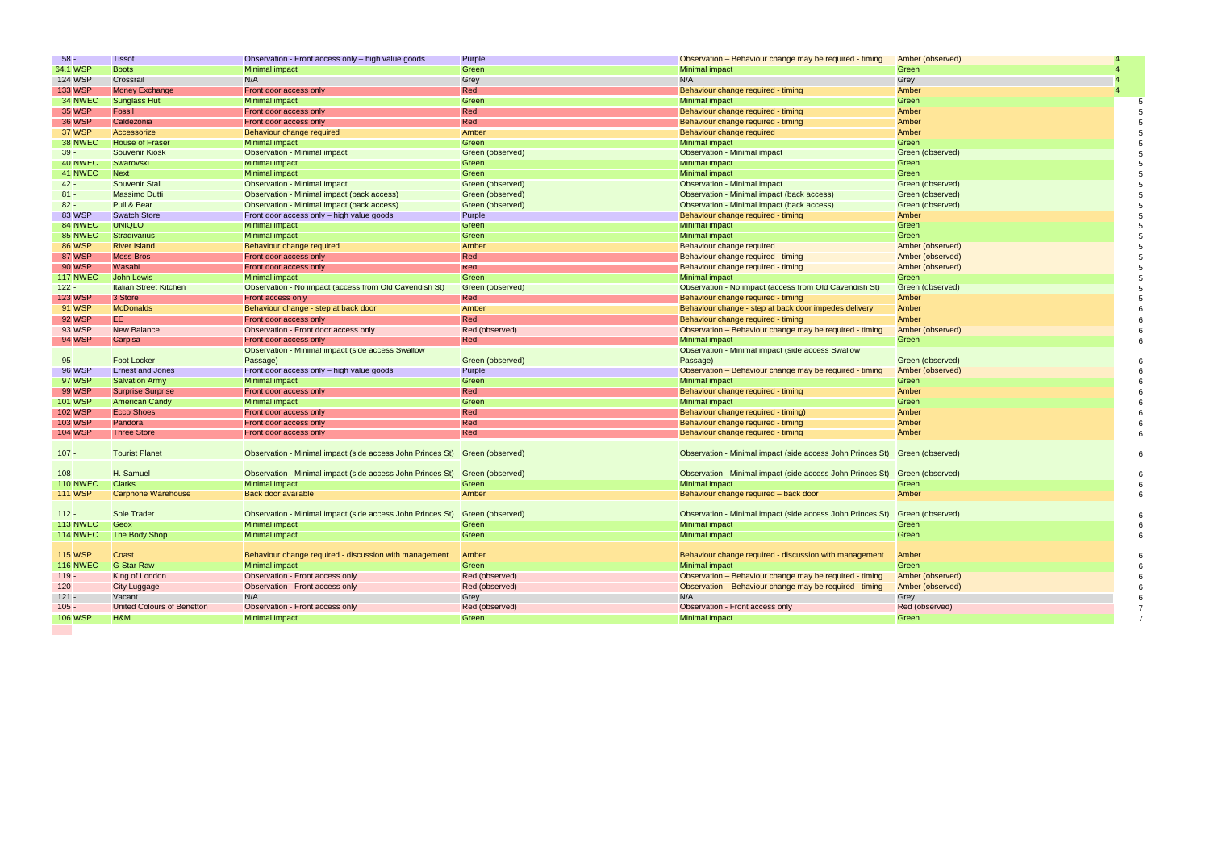| | | | | | | | |
|---|---|---|---|---|---|---|---|
| 58 - | | Tissot | Observation - Front access only – high value goods | Purple | Observation – Behaviour change may be required - timing | Amber (observed) | 4 |
| 64.1 | WSP | Boots | Minimal impact | Green | Minimal impact | Green | 4 |
| 124 | WSP | Crossrail | N/A | Grey | N/A | Grey | 4 |
| 133 | WSP | Money Exchange | Front door access only | Red | Behaviour change required - timing | Amber | 4 |
| 34 | NWEC | Sunglass Hut | Minimal impact | Green | Minimal impact | Green | 5 |
| 35 | WSP | Fossil | Front door access only | Red | Behaviour change required - timing | Amber | 5 |
| 36 | WSP | Caldezonia | Front door access only | Red | Behaviour change required - timing | Amber | 5 |
| 37 | WSP | Accessorize | Behaviour change required | Amber | Behaviour change required | Amber | 5 |
| 38 | NWEC | House of Fraser | Minimal impact | Green | Minimal impact | Green | 5 |
| 39 - | | Souvenir Kiosk | Observation - Minimal impact | Green (observed) | Observation - Minimal impact | Green (observed) | 5 |
| 40 | NWEC | Swarovski | Minimal impact | Green | Minimal impact | Green | 5 |
| 41 | NWEC | Next | Minimal impact | Green | Minimal impact | Green | 5 |
| 42 - | | Souvenir Stall | Observation - Minimal impact | Green (observed) | Observation - Minimal impact | Green (observed) | 5 |
| 81 - | | Massimo Dutti | Observation - Minimal impact (back access) | Green (observed) | Observation - Minimal impact (back access) | Green (observed) | 5 |
| 82 - | | Pull & Bear | Observation - Minimal impact (back access) | Green (observed) | Observation - Minimal impact (back access) | Green (observed) | 5 |
| 83 | WSP | Swatch Store | Front door access only – high value goods | Purple | Behaviour change required - timing | Amber | 5 |
| 84 | NWEC | UNIQLO | Minimal impact | Green | Minimal impact | Green | 5 |
| 85 | NWEC | Stradivarius | Minimal impact | Green | Minimal impact | Green | 5 |
| 86 | WSP | River Island | Behaviour change required | Amber | Behaviour change required | Amber (observed) | 5 |
| 87 | WSP | Moss Bros | Front door access only | Red | Behaviour change required - timing | Amber (observed) | 5 |
| 90 | WSP | Wasabi | Front door access only | Red | Behaviour change required - timing | Amber (observed) | 5 |
| 117 | NWEC | John Lewis | Minimal impact | Green | Minimal impact | Green | 5 |
| 122 - | | Italian Street Kitchen | Observation - No impact (access from Old Cavendish St) | Green (observed) | Observation - No impact (access from Old Cavendish St) | Green (observed) | 5 |
| 123 | WSP | 3 Store | Front access only | Red | Behaviour change required - timing | Amber | 5 |
| 91 | WSP | McDonalds | Behaviour change - step at back door | Amber | Behaviour change - step at back door impedes delivery | Amber | 6 |
| 92 | WSP | EE | Front door access only | Red | Behaviour change required - timing | Amber | 6 |
| 93 | WSP | New Balance | Observation - Front door access only | Red (observed) | Observation – Behaviour change may be required - timing | Amber (observed) | 6 |
| 94 | WSP | Carpisa | Front door access only | Red | Minimal impact | Green | 6 |
| 95 - | | Foot Locker | Observation - Minimal impact (side access Swallow Passage) | Green (observed) | Observation - Minimal impact (side access Swallow Passage) | Green (observed) | 6 |
| 96 | WSP | Ernest and Jones | Front door access only – high value goods | Purple | Observation – Behaviour change may be required - timing | Amber (observed) | 6 |
| 97 | WSP | Salvation Army | Minimal impact | Green | Minimal impact | Green | 6 |
| 99 | WSP | Surprise Surprise | Front door access only | Red | Behaviour change required - timing | Amber | 6 |
| 101 | WSP | American Candy | Minimal impact | Green | Minimal impact | Green | 6 |
| 102 | WSP | Ecco Shoes | Front door access only | Red | Behaviour change required - timing) | Amber | 6 |
| 103 | WSP | Pandora | Front door access only | Red | Behaviour change required - timing | Amber | 6 |
| 104 | WSP | Three Store | Front door access only | Red | Behaviour change required - timing | Amber | 6 |
| 107 - | | Tourist Planet | Observation - Minimal impact (side access John Princes St) | Green (observed) | Observation - Minimal impact (side access John Princes St) | Green (observed) | 6 |
| 108 - | | H. Samuel | Observation - Minimal impact (side access John Princes St) | Green (observed) | Observation - Minimal impact (side access John Princes St) | Green (observed) | 6 |
| 110 | NWEC | Clarks | Minimal impact | Green | Minimal impact | Green | 6 |
| 111 | WSP | Carphone Warehouse | Back door available | Amber | Behaviour change required – back door | Amber | 6 |
| 112 - | | Sole Trader | Observation - Minimal impact (side access John Princes St) | Green (observed) | Observation - Minimal impact (side access John Princes St) | Green (observed) | 6 |
| 113 | NWEC | Geox | Minimal impact | Green | Minimal impact | Green | 6 |
| 114 | NWEC | The Body Shop | Minimal impact | Green | Minimal impact | Green | 6 |
| 115 | WSP | Coast | Behaviour change required - discussion with management | Amber | Behaviour change required - discussion with management | Amber | 6 |
| 116 | NWEC | G-Star Raw | Minimal impact | Green | Minimal impact | Green | 6 |
| 119 - | | King of London | Observation - Front access only | Red (observed) | Observation – Behaviour change may be required - timing | Amber (observed) | 6 |
| 120 - | | City Luggage | Observation - Front access only | Red (observed) | Observation – Behaviour change may be required - timing | Amber (observed) | 6 |
| 121 - | | Vacant | N/A | Grey | N/A | Grey | 6 |
| 105 - | | United Colours of Benetton | Observation - Front access only | Red (observed) | Observation - Front access only | Red (observed) | 7 |
| 106 | WSP | H&M | Minimal impact | Green | Minimal impact | Green | 7 |